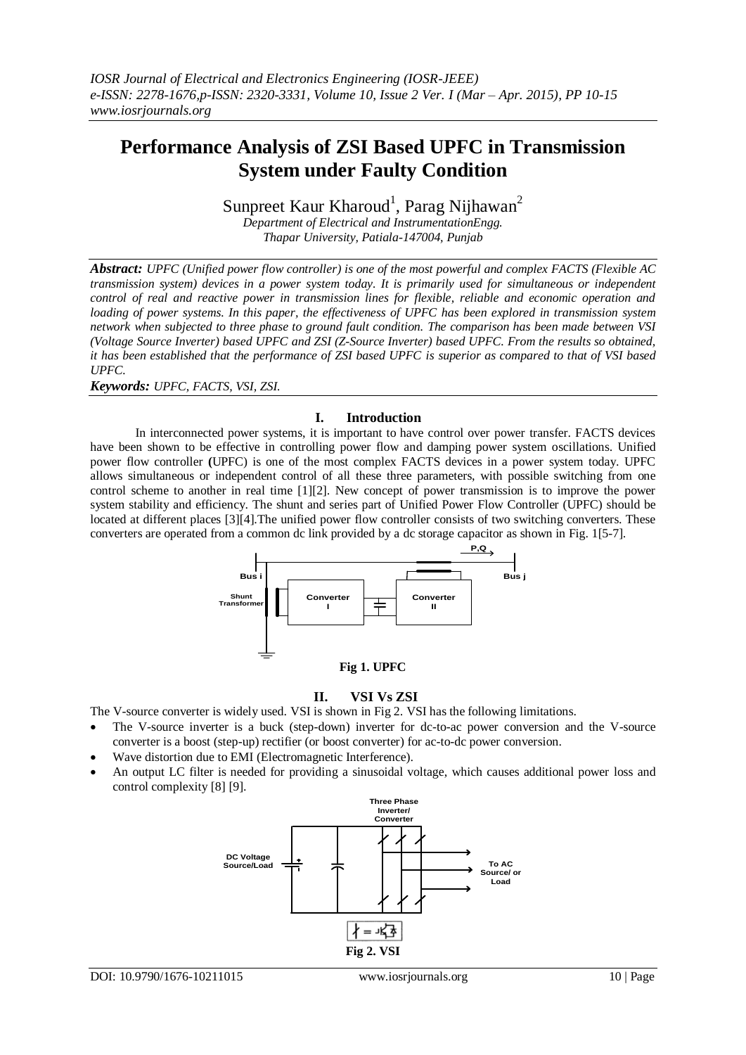# Performance Analysis of ZSI Based UPFC in Transmission System under Faulty Condition

Sunpreet Kaur Kharoud[1], Parag Nijhawan[2]

*Department of Electrical and InstrumentationEngg.*
*Thapar University, Patiala-147004, Punjab*

***Abstract:*** *UPFC (Unified power flow controller) is one of the most powerful and complex FACTS (Flexible AC transmission system) devices in a power system today. It is primarily used for simultaneous or independent control of real and reactive power in transmission lines for flexible, reliable and economic operation and loading of power systems. In this paper, the effectiveness of UPFC has been explored in transmission system network when subjected to three phase to ground fault condition. The comparison has been made between VSI (Voltage Source Inverter) based UPFC and ZSI (Z-Source Inverter) based UPFC. From the results so obtained, it has been established that the performance of ZSI based UPFC is superior as compared to that of VSI based UPFC.*

***Keywords:*** *UPFC, FACTS, VSI, ZSI.*

## I. Introduction

In interconnected power systems, it is important to have control over power transfer. FACTS devices have been shown to be effective in controlling power flow and damping power system oscillations. Unified power flow controller **(**UPFC) is one of the most complex FACTS devices in a power system today. UPFC allows simultaneous or independent control of all these three parameters, with possible switching from one control scheme to another in real time [1][2]. New concept of power transmission is to improve the power system stability and efficiency. The shunt and series part of Unified Power Flow Controller (UPFC) should be located at different places [3][4].The unified power flow controller consists of two switching converters. These converters are operated from a common dc link provided by a dc storage capacitor as shown in Fig. 1[5-7].

**Fig 1. UPFC**

## II. VSI Vs ZSI

The V-source converter is widely used. VSI is shown in Fig 2. VSI has the following limitations.

- The V-source inverter is a buck (step-down) inverter for dc-to-ac power conversion and the V-source converter is a boost (step-up) rectifier (or boost converter) for ac-to-dc power conversion.
- Wave distortion due to EMI (Electromagnetic Interference).
- An output LC filter is needed for providing a sinusoidal voltage, which causes additional power loss and control complexity [8] [9].

**Fig 2. VSI**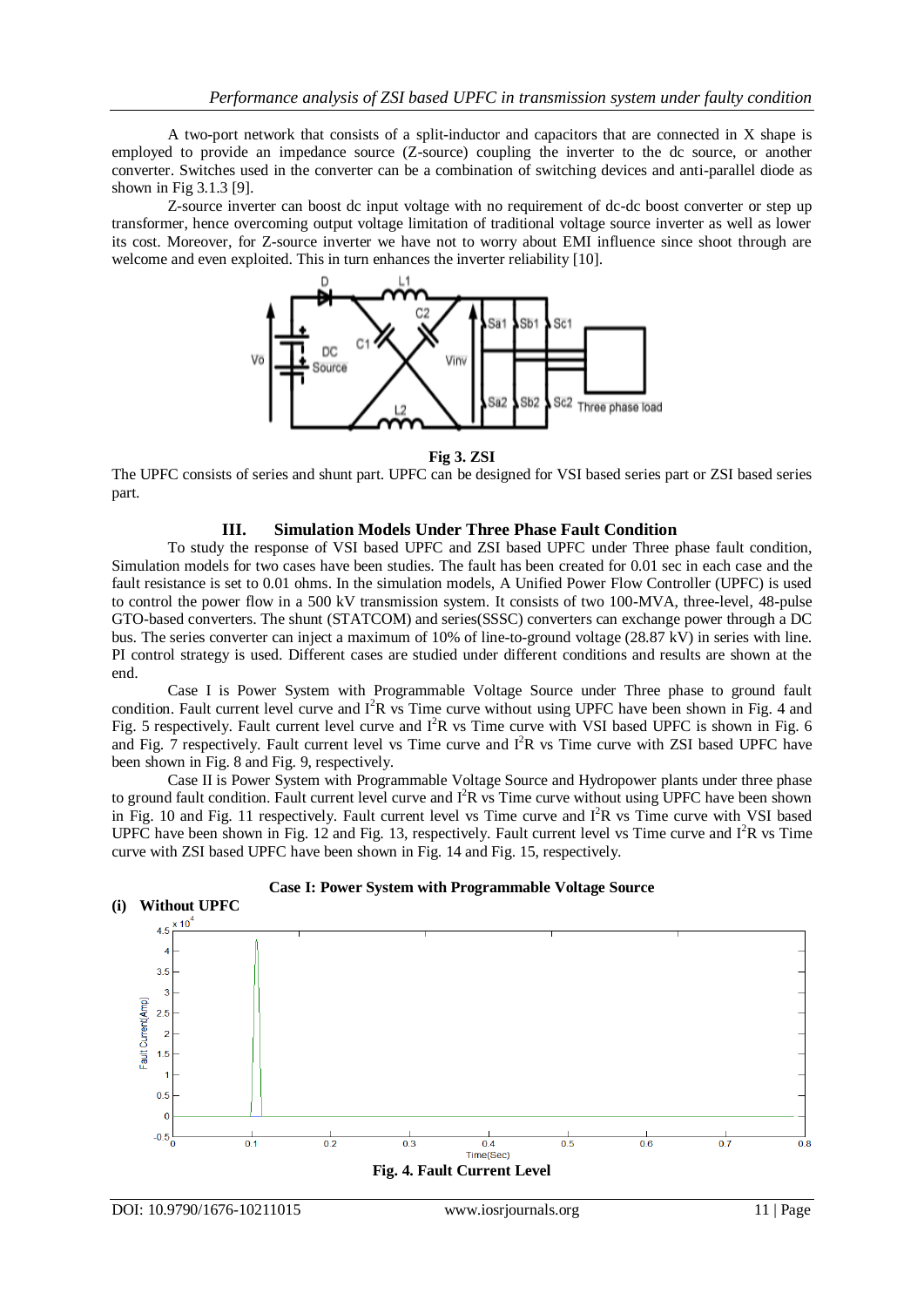A two-port network that consists of a split-inductor and capacitors that are connected in X shape is employed to provide an impedance source (Z-source) coupling the inverter to the dc source, or another converter. Switches used in the converter can be a combination of switching devices and anti-parallel diode as shown in Fig 3.1.3 [9].

Z-source inverter can boost dc input voltage with no requirement of dc-dc boost converter or step up transformer, hence overcoming output voltage limitation of traditional voltage source inverter as well as lower its cost. Moreover, for Z-source inverter we have not to worry about EMI influence since shoot through are welcome and even exploited. This in turn enhances the inverter reliability [10].

**Fig 3. ZSI**

The UPFC consists of series and shunt part. UPFC can be designed for VSI based series part or ZSI based series part.

## III. Simulation Models Under Three Phase Fault Condition

To study the response of VSI based UPFC and ZSI based UPFC under Three phase fault condition, Simulation models for two cases have been studies. The fault has been created for 0.01 sec in each case and the fault resistance is set to 0.01 ohms. In the simulation models, A Unified Power Flow Controller (UPFC) is used to control the power flow in a 500 kV transmission system. It consists of two 100-MVA, three-level, 48-pulse GTO-based converters. The shunt (STATCOM) and series(SSSC) converters can exchange power through a DC bus. The series converter can inject a maximum of 10% of line-to-ground voltage (28.87 kV) in series with line. PI control strategy is used. Different cases are studied under different conditions and results are shown at the end.

Case I is Power System with Programmable Voltage Source under Three phase to ground fault condition. Fault current level curve and $I^2R$ vs Time curve without using UPFC have been shown in Fig. 4 and Fig. 5 respectively. Fault current level curve and $I^2R$ vs Time curve with VSI based UPFC is shown in Fig. 6 and Fig. 7 respectively. Fault current level vs Time curve and $I^2R$ vs Time curve with ZSI based UPFC have been shown in Fig. 8 and Fig. 9, respectively.

Case II is Power System with Programmable Voltage Source and Hydropower plants under three phase to ground fault condition. Fault current level curve and $I^2R$ vs Time curve without using UPFC have been shown in Fig. 10 and Fig. 11 respectively. Fault current level vs Time curve and $I^2R$ vs Time curve with VSI based UPFC have been shown in Fig. 12 and Fig. 13, respectively. Fault current level vs Time curve and $I^2R$ vs Time curve with ZSI based UPFC have been shown in Fig. 14 and Fig. 15, respectively.

**Case I: Power System with Programmable Voltage Source**

**(i) Without UPFC**

**Fig. 4. Fault Current Level**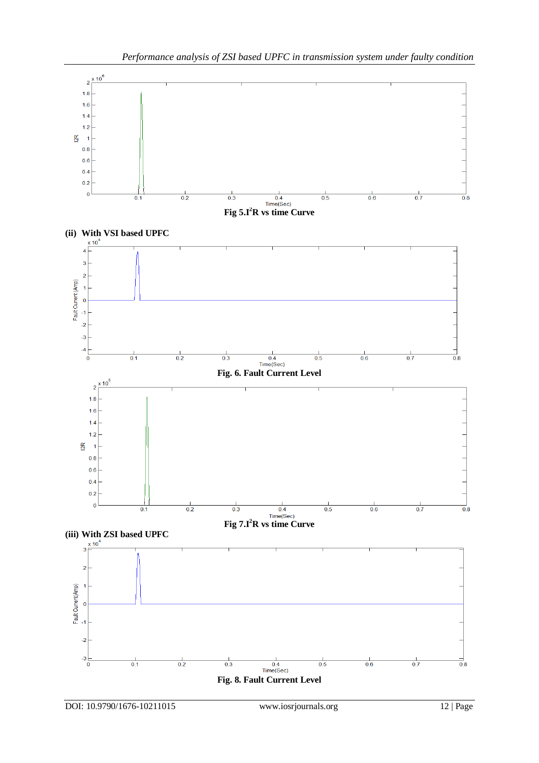Fig 5. $I^2R$ vs time Curve

**(ii) With VSI based UPFC**

Fig. 6. Fault Current Level

Fig 7. $I^2R$ vs time Curve

**(iii) With ZSI based UPFC**

Fig. 8. Fault Current Level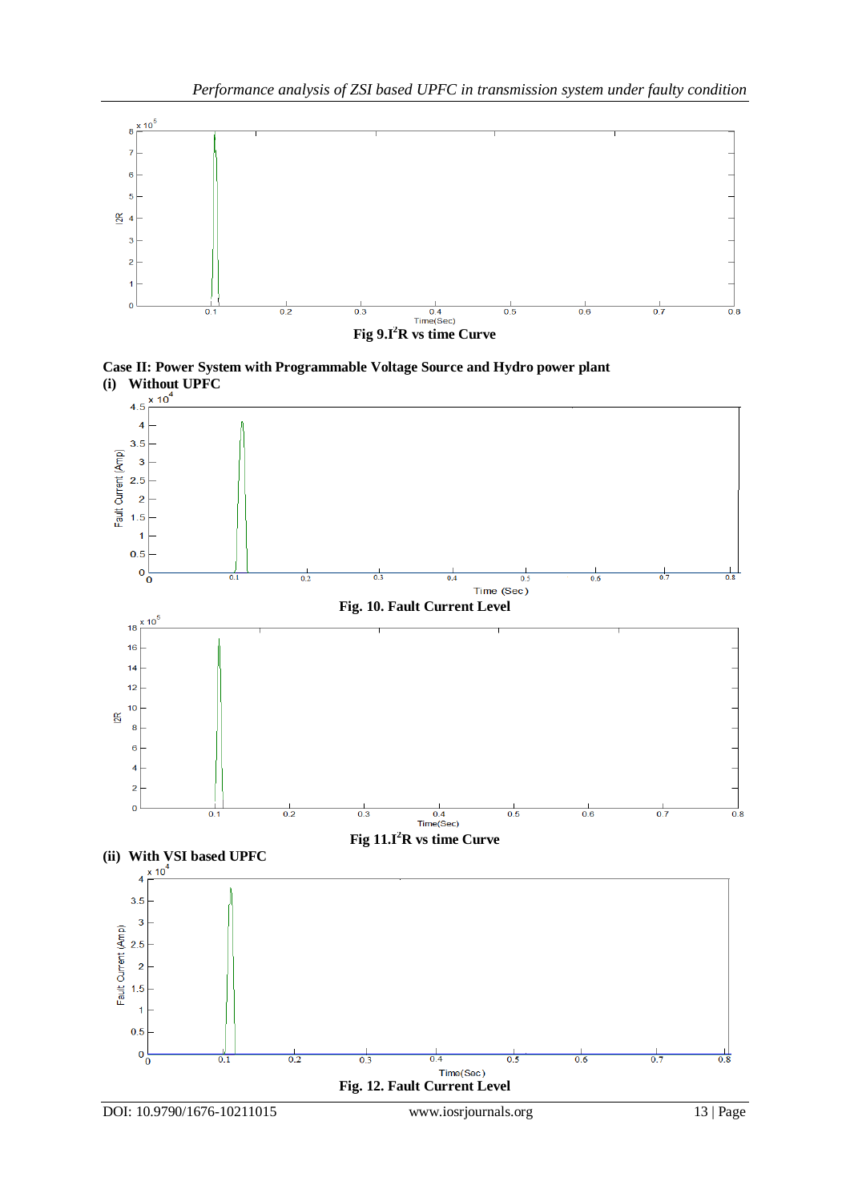Fig 9.$I^2R$ vs time Curve

**Case II: Power System with Programmable Voltage Source and Hydro power plant**

**(i) Without UPFC**

**Fig. 10. Fault Current Level**

Fig 11.$I^2R$ vs time Curve

**(ii) With VSI based UPFC**

**Fig. 12. Fault Current Level**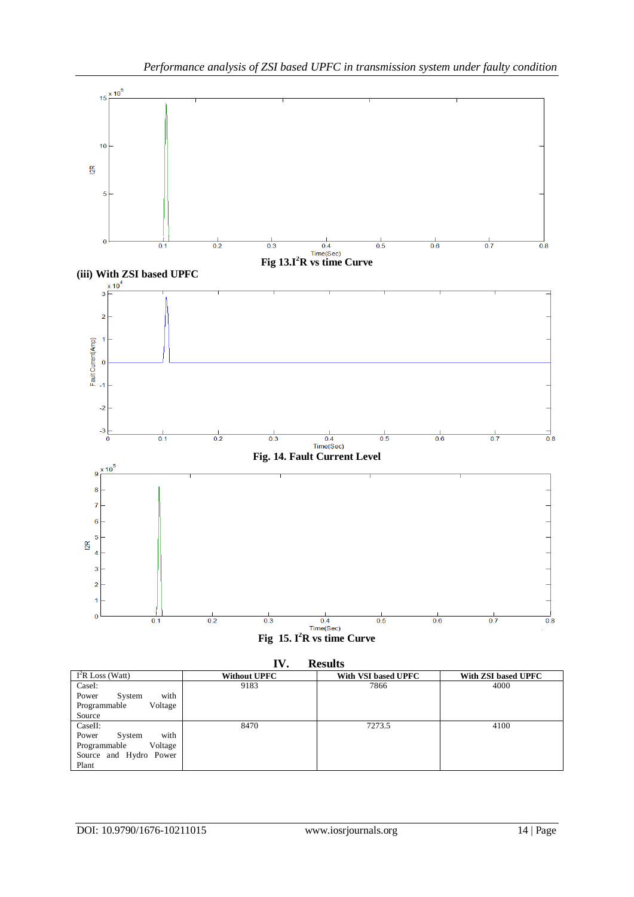Fig 13. $I^2R$ vs time Curve

**(iii) With ZSI based UPFC**

Fig. 14. Fault Current Level

Fig 15. $I^2R$ vs time Curve

## IV. Results

| $I^2R$ Loss (Watt) | Without UPFC | With VSI based UPFC | With ZSI based UPFC |
|---|---|---|---|
| CaseI: Power System with Programmable Voltage Source | 9183 | 7866 | 4000 |
| CaseII: Power System with Programmable Voltage Source and Hydro Power Plant | 8470 | 7273.5 | 4100 |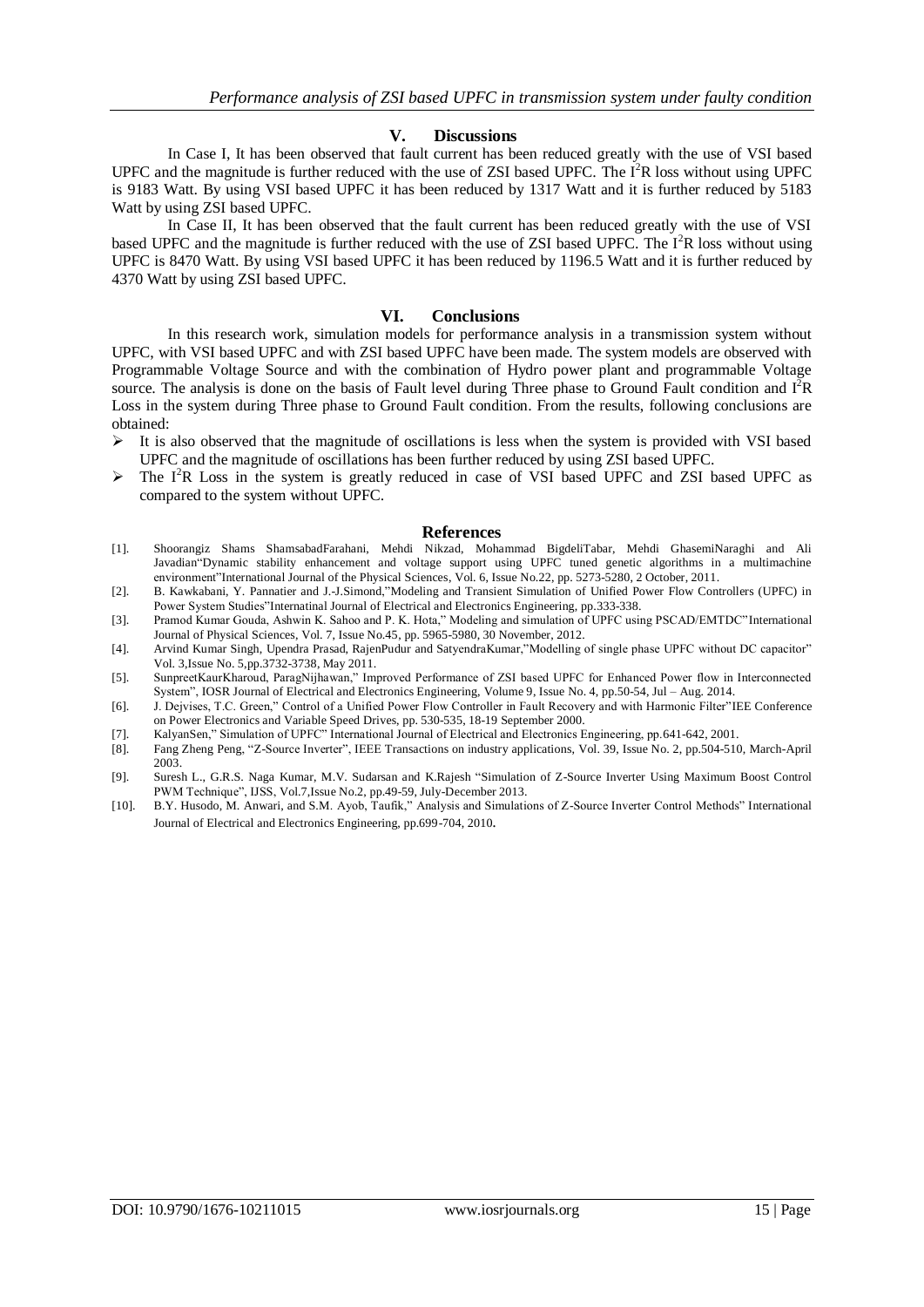## V. Discussions

In Case I, It has been observed that fault current has been reduced greatly with the use of VSI based UPFC and the magnitude is further reduced with the use of ZSI based UPFC. The $I^2R$ loss without using UPFC is 9183 Watt. By using VSI based UPFC it has been reduced by 1317 Watt and it is further reduced by 5183 Watt by using ZSI based UPFC.

In Case II, It has been observed that the fault current has been reduced greatly with the use of VSI based UPFC and the magnitude is further reduced with the use of ZSI based UPFC. The $I^2R$ loss without using UPFC is 8470 Watt. By using VSI based UPFC it has been reduced by 1196.5 Watt and it is further reduced by 4370 Watt by using ZSI based UPFC.

## VI. Conclusions

In this research work, simulation models for performance analysis in a transmission system without UPFC, with VSI based UPFC and with ZSI based UPFC have been made. The system models are observed with Programmable Voltage Source and with the combination of Hydro power plant and programmable Voltage source. The analysis is done on the basis of Fault level during Three phase to Ground Fault condition and $I^2R$ Loss in the system during Three phase to Ground Fault condition. From the results, following conclusions are obtained:

- It is also observed that the magnitude of oscillations is less when the system is provided with VSI based UPFC and the magnitude of oscillations has been further reduced by using ZSI based UPFC.
- The $I^2R$ Loss in the system is greatly reduced in case of VSI based UPFC and ZSI based UPFC as compared to the system without UPFC.

## References

[1]. Shoorangiz Shams ShamsabadFarahani, Mehdi Nikzad, Mohammad BigdeliTabar, Mehdi GhasemiNaraghi and Ali Javadian"Dynamic stability enhancement and voltage support using UPFC tuned genetic algorithms in a multimachine environment"International Journal of the Physical Sciences, Vol. 6, Issue No.22, pp. 5273-5280, 2 October, 2011.

[2]. B. Kawkabani, Y. Pannatier and J.-J.Simond,"Modeling and Transient Simulation of Unified Power Flow Controllers (UPFC) in Power System Studies"Internatinal Journal of Electrical and Electronics Engineering, pp.333-338.

[3]. Pramod Kumar Gouda, Ashwin K. Sahoo and P. K. Hota," Modeling and simulation of UPFC using PSCAD/EMTDC"International Journal of Physical Sciences, Vol. 7, Issue No.45, pp. 5965-5980, 30 November, 2012.

[4]. Arvind Kumar Singh, Upendra Prasad, RajenPudur and SatyendraKumar,"Modelling of single phase UPFC without DC capacitor" Vol. 3,Issue No. 5,pp.3732-3738, May 2011.

[5]. SunpreetKaurKharoud, ParagNijhawan," Improved Performance of ZSI based UPFC for Enhanced Power flow in Interconnected System", IOSR Journal of Electrical and Electronics Engineering, Volume 9, Issue No. 4, pp.50-54, Jul – Aug. 2014.

[6]. J. Dejvises, T.C. Green," Control of a Unified Power Flow Controller in Fault Recovery and with Harmonic Filter"IEE Conference on Power Electronics and Variable Speed Drives, pp. 530-535, 18-19 September 2000.

[7]. KalyanSen," Simulation of UPFC" International Journal of Electrical and Electronics Engineering, pp.641-642, 2001.

[8]. Fang Zheng Peng, "Z-Source Inverter", IEEE Transactions on industry applications, Vol. 39, Issue No. 2, pp.504-510, March-April 2003.

[9]. Suresh L., G.R.S. Naga Kumar, M.V. Sudarsan and K.Rajesh "Simulation of Z-Source Inverter Using Maximum Boost Control PWM Technique", IJSS, Vol.7,Issue No.2, pp.49-59, July-December 2013.

[10]. B.Y. Husodo, M. Anwari, and S.M. Ayob, Taufik," Analysis and Simulations of Z-Source Inverter Control Methods" International Journal of Electrical and Electronics Engineering, pp.699-704, 2010.